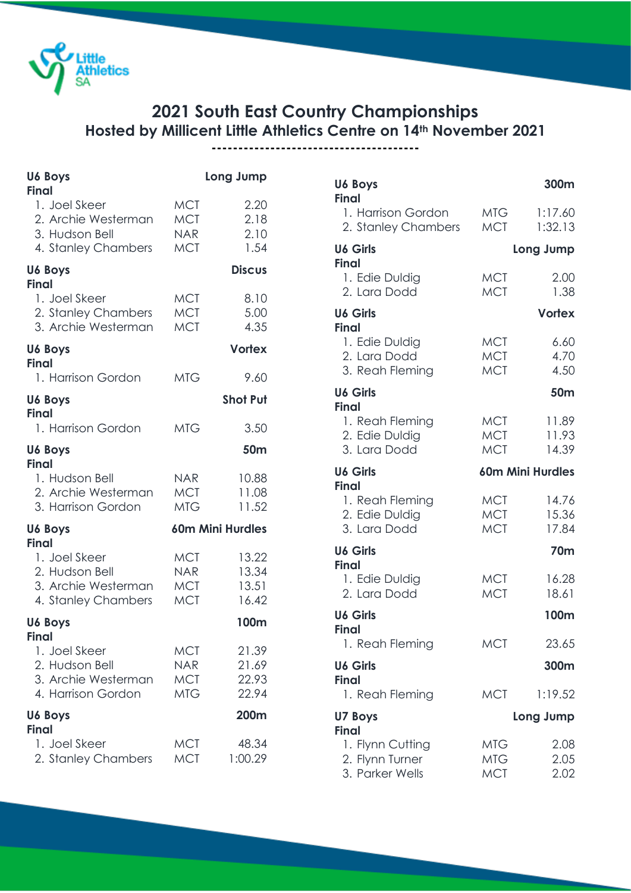# 2021 South East Country Championships

## Hosted by Millicent Little Athletics Centre on 14th November 2021

---

**U6 Boys — Long Jump**
**Final**

| Place | Name | Club | Result |
|---|---|---|---|
| 1. | Joel Skeer | MCT | 2.20 |
| 2. | Archie Westerman | MCT | 2.18 |
| 3. | Hudson Bell | NAR | 2.10 |
| 4. | Stanley Chambers | MCT | 1.54 |

**U6 Boys — Discus**
**Final**

| Place | Name | Club | Result |
|---|---|---|---|
| 1. | Joel Skeer | MCT | 8.10 |
| 2. | Stanley Chambers | MCT | 5.00 |
| 3. | Archie Westerman | MCT | 4.35 |

**U6 Boys — Vortex**
**Final**

| Place | Name | Club | Result |
|---|---|---|---|
| 1. | Harrison Gordon | MTG | 9.60 |

**U6 Boys — Shot Put**
**Final**

| Place | Name | Club | Result |
|---|---|---|---|
| 1. | Harrison Gordon | MTG | 3.50 |

**U6 Boys — 50m**
**Final**

| Place | Name | Club | Result |
|---|---|---|---|
| 1. | Hudson Bell | NAR | 10.88 |
| 2. | Archie Westerman | MCT | 11.08 |
| 3. | Harrison Gordon | MTG | 11.52 |

**U6 Boys — 60m Mini Hurdles**
**Final**

| Place | Name | Club | Result |
|---|---|---|---|
| 1. | Joel Skeer | MCT | 13.22 |
| 2. | Hudson Bell | NAR | 13.34 |
| 3. | Archie Westerman | MCT | 13.51 |
| 4. | Stanley Chambers | MCT | 16.42 |

**U6 Boys — 100m**
**Final**

| Place | Name | Club | Result |
|---|---|---|---|
| 1. | Joel Skeer | MCT | 21.39 |
| 2. | Hudson Bell | NAR | 21.69 |
| 3. | Archie Westerman | MCT | 22.93 |
| 4. | Harrison Gordon | MTG | 22.94 |

**U6 Boys — 200m**
**Final**

| Place | Name | Club | Result |
|---|---|---|---|
| 1. | Joel Skeer | MCT | 48.34 |
| 2. | Stanley Chambers | MCT | 1:00.29 |

**U6 Boys — 300m**
**Final**

| Place | Name | Club | Result |
|---|---|---|---|
| 1. | Harrison Gordon | MTG | 1:17.60 |
| 2. | Stanley Chambers | MCT | 1:32.13 |

**U6 Girls — Long Jump**
**Final**

| Place | Name | Club | Result |
|---|---|---|---|
| 1. | Edie Duldig | MCT | 2.00 |
| 2. | Lara Dodd | MCT | 1.38 |

**U6 Girls — Vortex**
**Final**

| Place | Name | Club | Result |
|---|---|---|---|
| 1. | Edie Duldig | MCT | 6.60 |
| 2. | Lara Dodd | MCT | 4.70 |
| 3. | Reah Fleming | MCT | 4.50 |

**U6 Girls — 50m**
**Final**

| Place | Name | Club | Result |
|---|---|---|---|
| 1. | Reah Fleming | MCT | 11.89 |
| 2. | Edie Duldig | MCT | 11.93 |
| 3. | Lara Dodd | MCT | 14.39 |

**U6 Girls — 60m Mini Hurdles**
**Final**

| Place | Name | Club | Result |
|---|---|---|---|
| 1. | Reah Fleming | MCT | 14.76 |
| 2. | Edie Duldig | MCT | 15.36 |
| 3. | Lara Dodd | MCT | 17.84 |

**U6 Girls — 70m**
**Final**

| Place | Name | Club | Result |
|---|---|---|---|
| 1. | Edie Duldig | MCT | 16.28 |
| 2. | Lara Dodd | MCT | 18.61 |

**U6 Girls — 100m**
**Final**

| Place | Name | Club | Result |
|---|---|---|---|
| 1. | Reah Fleming | MCT | 23.65 |

**U6 Girls — 300m**
**Final**

| Place | Name | Club | Result |
|---|---|---|---|
| 1. | Reah Fleming | MCT | 1:19.52 |

**U7 Boys — Long Jump**
**Final**

| Place | Name | Club | Result |
|---|---|---|---|
| 1. | Flynn Cutting | MTG | 2.08 |
| 2. | Flynn Turner | MTG | 2.05 |
| 3. | Parker Wells | MCT | 2.02 |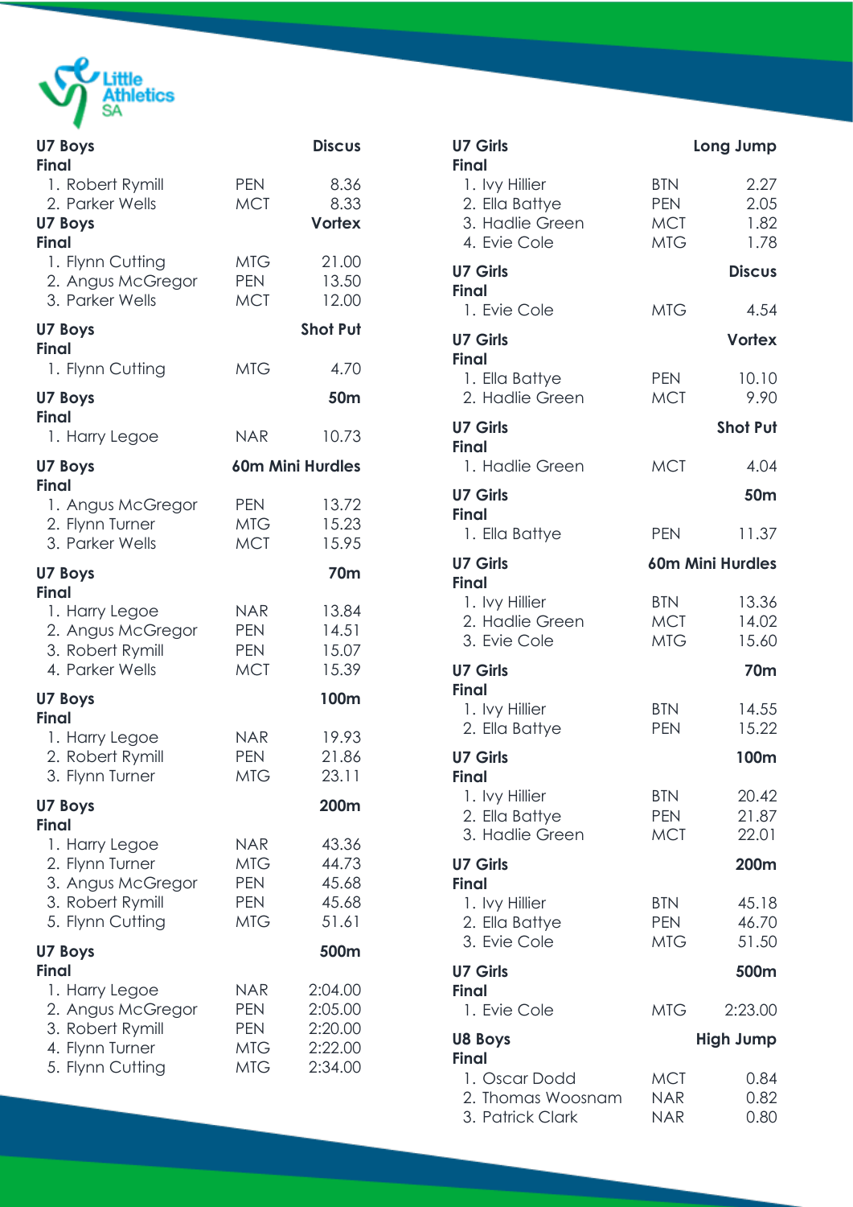**U7 Boys** **Discus**
**Final**

| Place | Name | Club | Result |
|---|---|---|---|
| 1. | Robert Rymill | PEN | 8.36 |
| 2. | Parker Wells | MCT | 8.33 |

**U7 Boys** **Vortex**
**Final**

| Place | Name | Club | Result |
|---|---|---|---|
| 1. | Flynn Cutting | MTG | 21.00 |
| 2. | Angus McGregor | PEN | 13.50 |
| 3. | Parker Wells | MCT | 12.00 |

**U7 Boys** **Shot Put**
**Final**

| Place | Name | Club | Result |
|---|---|---|---|
| 1. | Flynn Cutting | MTG | 4.70 |

**U7 Boys** **50m**
**Final**

| Place | Name | Club | Result |
|---|---|---|---|
| 1. | Harry Legoe | NAR | 10.73 |

**U7 Boys** **60m Mini Hurdles**
**Final**

| Place | Name | Club | Result |
|---|---|---|---|
| 1. | Angus McGregor | PEN | 13.72 |
| 2. | Flynn Turner | MTG | 15.23 |
| 3. | Parker Wells | MCT | 15.95 |

**U7 Boys** **70m**
**Final**

| Place | Name | Club | Result |
|---|---|---|---|
| 1. | Harry Legoe | NAR | 13.84 |
| 2. | Angus McGregor | PEN | 14.51 |
| 3. | Robert Rymill | PEN | 15.07 |
| 4. | Parker Wells | MCT | 15.39 |

**U7 Boys** **100m**
**Final**

| Place | Name | Club | Result |
|---|---|---|---|
| 1. | Harry Legoe | NAR | 19.93 |
| 2. | Robert Rymill | PEN | 21.86 |
| 3. | Flynn Turner | MTG | 23.11 |

**U7 Boys** **200m**
**Final**

| Place | Name | Club | Result |
|---|---|---|---|
| 1. | Harry Legoe | NAR | 43.36 |
| 2. | Flynn Turner | MTG | 44.73 |
| 3. | Angus McGregor | PEN | 45.68 |
| 3. | Robert Rymill | PEN | 45.68 |
| 5. | Flynn Cutting | MTG | 51.61 |

**U7 Boys** **500m**
**Final**

| Place | Name | Club | Result |
|---|---|---|---|
| 1. | Harry Legoe | NAR | 2:04.00 |
| 2. | Angus McGregor | PEN | 2:05.00 |
| 3. | Robert Rymill | PEN | 2:20.00 |
| 4. | Flynn Turner | MTG | 2:22.00 |
| 5. | Flynn Cutting | MTG | 2:34.00 |

**U7 Girls** **Long Jump**
**Final**

| Place | Name | Club | Result |
|---|---|---|---|
| 1. | Ivy Hillier | BTN | 2.27 |
| 2. | Ella Battye | PEN | 2.05 |
| 3. | Hadlie Green | MCT | 1.82 |
| 4. | Evie Cole | MTG | 1.78 |

**U7 Girls** **Discus**
**Final**

| Place | Name | Club | Result |
|---|---|---|---|
| 1. | Evie Cole | MTG | 4.54 |

**U7 Girls** **Vortex**
**Final**

| Place | Name | Club | Result |
|---|---|---|---|
| 1. | Ella Battye | PEN | 10.10 |
| 2. | Hadlie Green | MCT | 9.90 |

**U7 Girls** **Shot Put**
**Final**

| Place | Name | Club | Result |
|---|---|---|---|
| 1. | Hadlie Green | MCT | 4.04 |

**U7 Girls** **50m**
**Final**

| Place | Name | Club | Result |
|---|---|---|---|
| 1. | Ella Battye | PEN | 11.37 |

**U7 Girls** **60m Mini Hurdles**
**Final**

| Place | Name | Club | Result |
|---|---|---|---|
| 1. | Ivy Hillier | BTN | 13.36 |
| 2. | Hadlie Green | MCT | 14.02 |
| 3. | Evie Cole | MTG | 15.60 |

**U7 Girls** **70m**
**Final**

| Place | Name | Club | Result |
|---|---|---|---|
| 1. | Ivy Hillier | BTN | 14.55 |
| 2. | Ella Battye | PEN | 15.22 |

**U7 Girls** **100m**
**Final**

| Place | Name | Club | Result |
|---|---|---|---|
| 1. | Ivy Hillier | BTN | 20.42 |
| 2. | Ella Battye | PEN | 21.87 |
| 3. | Hadlie Green | MCT | 22.01 |

**U7 Girls** **200m**
**Final**

| Place | Name | Club | Result |
|---|---|---|---|
| 1. | Ivy Hillier | BTN | 45.18 |
| 2. | Ella Battye | PEN | 46.70 |
| 3. | Evie Cole | MTG | 51.50 |

**U7 Girls** **500m**
**Final**

| Place | Name | Club | Result |
|---|---|---|---|
| 1. | Evie Cole | MTG | 2:23.00 |

**U8 Boys** **High Jump**
**Final**

| Place | Name | Club | Result |
|---|---|---|---|
| 1. | Oscar Dodd | MCT | 0.84 |
| 2. | Thomas Woosnam | NAR | 0.82 |
| 3. | Patrick Clark | NAR | 0.80 |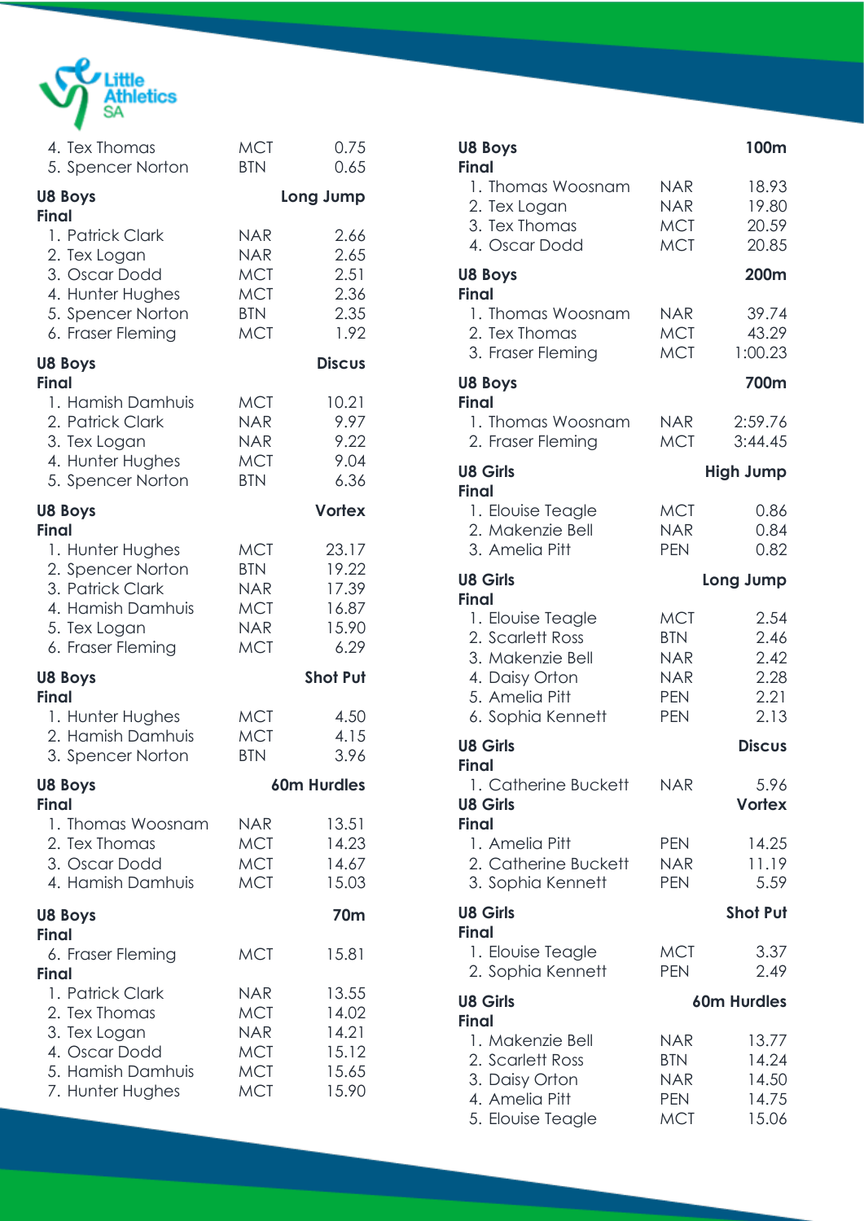| | | |
|---|---|---|
| 4. Tex Thomas | MCT | 0.75 |
| 5. Spencer Norton | BTN | 0.65 |

**U8 Boys** — **Long Jump**

**Final**

| | | |
|---|---|---|
| 1. Patrick Clark | NAR | 2.66 |
| 2. Tex Logan | NAR | 2.65 |
| 3. Oscar Dodd | MCT | 2.51 |
| 4. Hunter Hughes | MCT | 2.36 |
| 5. Spencer Norton | BTN | 2.35 |
| 6. Fraser Fleming | MCT | 1.92 |

**U8 Boys** — **Discus**

**Final**

| | | |
|---|---|---|
| 1. Hamish Damhuis | MCT | 10.21 |
| 2. Patrick Clark | NAR | 9.97 |
| 3. Tex Logan | NAR | 9.22 |
| 4. Hunter Hughes | MCT | 9.04 |
| 5. Spencer Norton | BTN | 6.36 |

**U8 Boys** — **Vortex**

**Final**

| | | |
|---|---|---|
| 1. Hunter Hughes | MCT | 23.17 |
| 2. Spencer Norton | BTN | 19.22 |
| 3. Patrick Clark | NAR | 17.39 |
| 4. Hamish Damhuis | MCT | 16.87 |
| 5. Tex Logan | NAR | 15.90 |
| 6. Fraser Fleming | MCT | 6.29 |

**U8 Boys** — **Shot Put**

**Final**

| | | |
|---|---|---|
| 1. Hunter Hughes | MCT | 4.50 |
| 2. Hamish Damhuis | MCT | 4.15 |
| 3. Spencer Norton | BTN | 3.96 |

**U8 Boys** — **60m Hurdles**

**Final**

| | | |
|---|---|---|
| 1. Thomas Woosnam | NAR | 13.51 |
| 2. Tex Thomas | MCT | 14.23 |
| 3. Oscar Dodd | MCT | 14.67 |
| 4. Hamish Damhuis | MCT | 15.03 |

**U8 Boys** — **70m**

**Final**

| | | |
|---|---|---|
| 6. Fraser Fleming | MCT | 15.81 |

**Final**

| | | |
|---|---|---|
| 1. Patrick Clark | NAR | 13.55 |
| 2. Tex Thomas | MCT | 14.02 |
| 3. Tex Logan | NAR | 14.21 |
| 4. Oscar Dodd | MCT | 15.12 |
| 5. Hamish Damhuis | MCT | 15.65 |
| 7. Hunter Hughes | MCT | 15.90 |

**U8 Boys** — **100m**

**Final**

| | | |
|---|---|---|
| 1. Thomas Woosnam | NAR | 18.93 |
| 2. Tex Logan | NAR | 19.80 |
| 3. Tex Thomas | MCT | 20.59 |
| 4. Oscar Dodd | MCT | 20.85 |

**U8 Boys** — **200m**

**Final**

| | | |
|---|---|---|
| 1. Thomas Woosnam | NAR | 39.74 |
| 2. Tex Thomas | MCT | 43.29 |
| 3. Fraser Fleming | MCT | 1:00.23 |

**U8 Boys** — **700m**

**Final**

| | | |
|---|---|---|
| 1. Thomas Woosnam | NAR | 2:59.76 |
| 2. Fraser Fleming | MCT | 3:44.45 |

**U8 Girls** — **High Jump**

**Final**

| | | |
|---|---|---|
| 1. Elouise Teagle | MCT | 0.86 |
| 2. Makenzie Bell | NAR | 0.84 |
| 3. Amelia Pitt | PEN | 0.82 |

**U8 Girls** — **Long Jump**

**Final**

| | | |
|---|---|---|
| 1. Elouise Teagle | MCT | 2.54 |
| 2. Scarlett Ross | BTN | 2.46 |
| 3. Makenzie Bell | NAR | 2.42 |
| 4. Daisy Orton | NAR | 2.28 |
| 5. Amelia Pitt | PEN | 2.21 |
| 6. Sophia Kennett | PEN | 2.13 |

**U8 Girls** — **Discus**

**Final**

| | | |
|---|---|---|
| 1. Catherine Buckett | NAR | 5.96 |

**U8 Girls** — **Vortex**

**Final**

| | | |
|---|---|---|
| 1. Amelia Pitt | PEN | 14.25 |
| 2. Catherine Buckett | NAR | 11.19 |
| 3. Sophia Kennett | PEN | 5.59 |

**U8 Girls** — **Shot Put**

**Final**

| | | |
|---|---|---|
| 1. Elouise Teagle | MCT | 3.37 |
| 2. Sophia Kennett | PEN | 2.49 |

**U8 Girls** — **60m Hurdles**

**Final**

| | | |
|---|---|---|
| 1. Makenzie Bell | NAR | 13.77 |
| 2. Scarlett Ross | BTN | 14.24 |
| 3. Daisy Orton | NAR | 14.50 |
| 4. Amelia Pitt | PEN | 14.75 |
| 5. Elouise Teagle | MCT | 15.06 |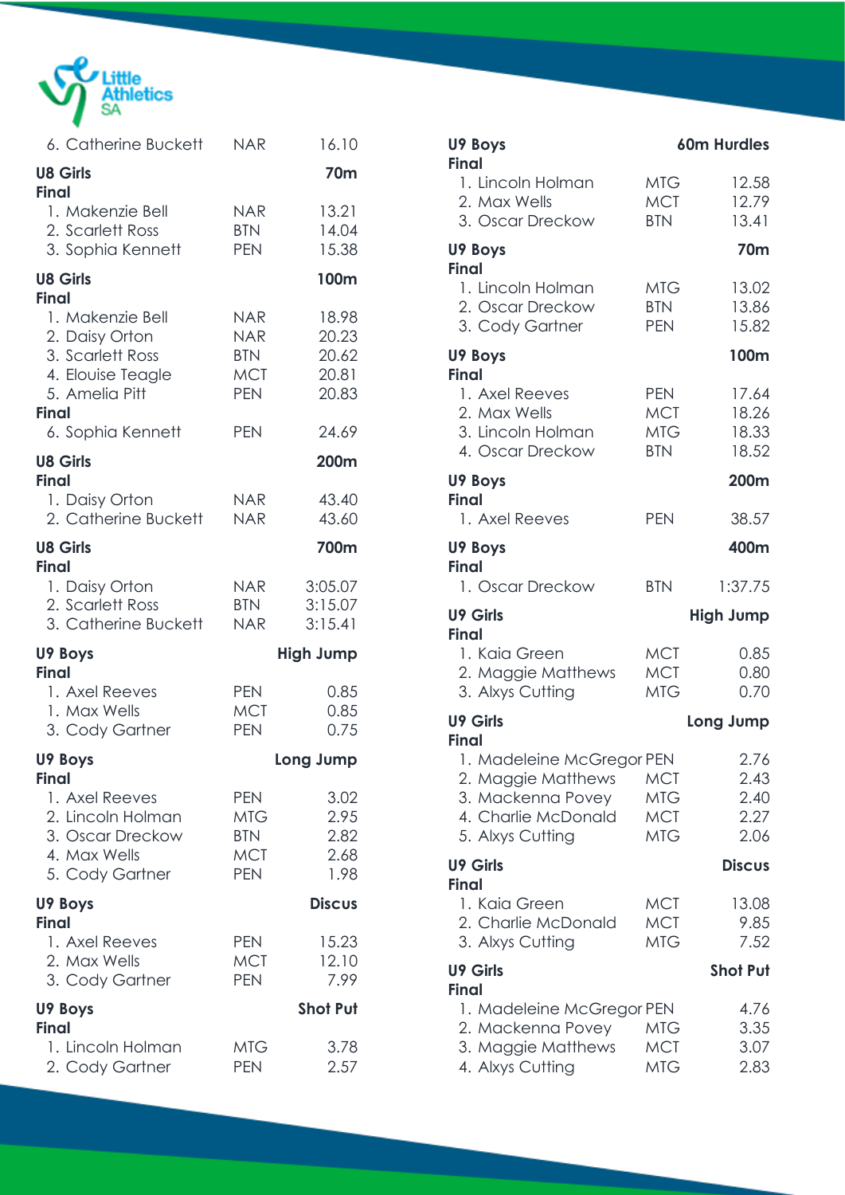| | | |
|---|---|---|
| 6. Catherine Buckett | NAR | 16.10 |

**U8 Girls** — **70m**
**Final**

| | | |
|---|---|---|
| 1. Makenzie Bell | NAR | 13.21 |
| 2. Scarlett Ross | BTN | 14.04 |
| 3. Sophia Kennett | PEN | 15.38 |

**U8 Girls** — **100m**
**Final**

| | | |
|---|---|---|
| 1. Makenzie Bell | NAR | 18.98 |
| 2. Daisy Orton | NAR | 20.23 |
| 3. Scarlett Ross | BTN | 20.62 |
| 4. Elouise Teagle | MCT | 20.81 |
| 5. Amelia Pitt | PEN | 20.83 |

**Final**

| | | |
|---|---|---|
| 6. Sophia Kennett | PEN | 24.69 |

**U8 Girls** — **200m**
**Final**

| | | |
|---|---|---|
| 1. Daisy Orton | NAR | 43.40 |
| 2. Catherine Buckett | NAR | 43.60 |

**U8 Girls** — **700m**
**Final**

| | | |
|---|---|---|
| 1. Daisy Orton | NAR | 3:05.07 |
| 2. Scarlett Ross | BTN | 3:15.07 |
| 3. Catherine Buckett | NAR | 3:15.41 |

**U9 Boys** — **High Jump**
**Final**

| | | |
|---|---|---|
| 1. Axel Reeves | PEN | 0.85 |
| 1. Max Wells | MCT | 0.85 |
| 3. Cody Gartner | PEN | 0.75 |

**U9 Boys** — **Long Jump**
**Final**

| | | |
|---|---|---|
| 1. Axel Reeves | PEN | 3.02 |
| 2. Lincoln Holman | MTG | 2.95 |
| 3. Oscar Dreckow | BTN | 2.82 |
| 4. Max Wells | MCT | 2.68 |
| 5. Cody Gartner | PEN | 1.98 |

**U9 Boys** — **Discus**
**Final**

| | | |
|---|---|---|
| 1. Axel Reeves | PEN | 15.23 |
| 2. Max Wells | MCT | 12.10 |
| 3. Cody Gartner | PEN | 7.99 |

**U9 Boys** — **Shot Put**
**Final**

| | | |
|---|---|---|
| 1. Lincoln Holman | MTG | 3.78 |
| 2. Cody Gartner | PEN | 2.57 |

**U9 Boys** — **60m Hurdles**
**Final**

| | | |
|---|---|---|
| 1. Lincoln Holman | MTG | 12.58 |
| 2. Max Wells | MCT | 12.79 |
| 3. Oscar Dreckow | BTN | 13.41 |

**U9 Boys** — **70m**
**Final**

| | | |
|---|---|---|
| 1. Lincoln Holman | MTG | 13.02 |
| 2. Oscar Dreckow | BTN | 13.86 |
| 3. Cody Gartner | PEN | 15.82 |

**U9 Boys** — **100m**
**Final**

| | | |
|---|---|---|
| 1. Axel Reeves | PEN | 17.64 |
| 2. Max Wells | MCT | 18.26 |
| 3. Lincoln Holman | MTG | 18.33 |
| 4. Oscar Dreckow | BTN | 18.52 |

**U9 Boys** — **200m**
**Final**

| | | |
|---|---|---|
| 1. Axel Reeves | PEN | 38.57 |

**U9 Boys** — **400m**
**Final**

| | | |
|---|---|---|
| 1. Oscar Dreckow | BTN | 1:37.75 |

**U9 Girls** — **High Jump**
**Final**

| | | |
|---|---|---|
| 1. Kaia Green | MCT | 0.85 |
| 2. Maggie Matthews | MCT | 0.80 |
| 3. Alxys Cutting | MTG | 0.70 |

**U9 Girls** — **Long Jump**
**Final**

| | | |
|---|---|---|
| 1. Madeleine McGregor | PEN | 2.76 |
| 2. Maggie Matthews | MCT | 2.43 |
| 3. Mackenna Povey | MTG | 2.40 |
| 4. Charlie McDonald | MCT | 2.27 |
| 5. Alxys Cutting | MTG | 2.06 |

**U9 Girls** — **Discus**
**Final**

| | | |
|---|---|---|
| 1. Kaia Green | MCT | 13.08 |
| 2. Charlie McDonald | MCT | 9.85 |
| 3. Alxys Cutting | MTG | 7.52 |

**U9 Girls** — **Shot Put**
**Final**

| | | |
|---|---|---|
| 1. Madeleine McGregor | PEN | 4.76 |
| 2. Mackenna Povey | MTG | 3.35 |
| 3. Maggie Matthews | MCT | 3.07 |
| 4. Alxys Cutting | MTG | 2.83 |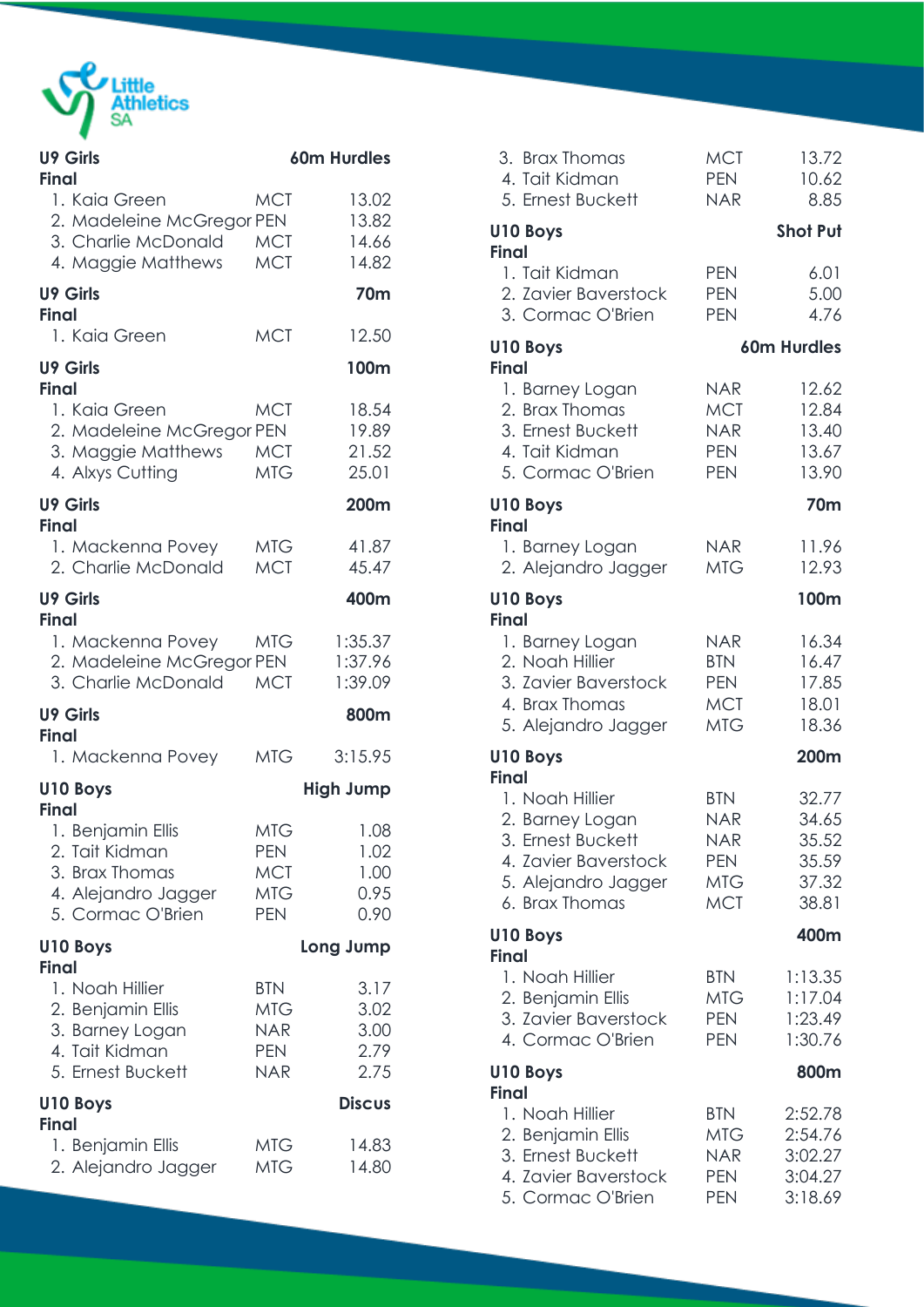### U9 Girls — 60m Hurdles
**Final**

| Place | Name | Club | Result |
|---|---|---|---|
| 1. | Kaia Green | MCT | 13.02 |
| 2. | Madeleine McGregor | PEN | 13.82 |
| 3. | Charlie McDonald | MCT | 14.66 |
| 4. | Maggie Matthews | MCT | 14.82 |

### U9 Girls — 70m
**Final**

| Place | Name | Club | Result |
|---|---|---|---|
| 1. | Kaia Green | MCT | 12.50 |

### U9 Girls — 100m
**Final**

| Place | Name | Club | Result |
|---|---|---|---|
| 1. | Kaia Green | MCT | 18.54 |
| 2. | Madeleine McGregor | PEN | 19.89 |
| 3. | Maggie Matthews | MCT | 21.52 |
| 4. | Alxys Cutting | MTG | 25.01 |

### U9 Girls — 200m
**Final**

| Place | Name | Club | Result |
|---|---|---|---|
| 1. | Mackenna Povey | MTG | 41.87 |
| 2. | Charlie McDonald | MCT | 45.47 |

### U9 Girls — 400m
**Final**

| Place | Name | Club | Result |
|---|---|---|---|
| 1. | Mackenna Povey | MTG | 1:35.37 |
| 2. | Madeleine McGregor | PEN | 1:37.96 |
| 3. | Charlie McDonald | MCT | 1:39.09 |

### U9 Girls — 800m
**Final**

| Place | Name | Club | Result |
|---|---|---|---|
| 1. | Mackenna Povey | MTG | 3:15.95 |

### U10 Boys — High Jump
**Final**

| Place | Name | Club | Result |
|---|---|---|---|
| 1. | Benjamin Ellis | MTG | 1.08 |
| 2. | Tait Kidman | PEN | 1.02 |
| 3. | Brax Thomas | MCT | 1.00 |
| 4. | Alejandro Jagger | MTG | 0.95 |
| 5. | Cormac O'Brien | PEN | 0.90 |

### U10 Boys — Long Jump
**Final**

| Place | Name | Club | Result |
|---|---|---|---|
| 1. | Noah Hillier | BTN | 3.17 |
| 2. | Benjamin Ellis | MTG | 3.02 |
| 3. | Barney Logan | NAR | 3.00 |
| 4. | Tait Kidman | PEN | 2.79 |
| 5. | Ernest Buckett | NAR | 2.75 |

### U10 Boys — Discus
**Final**

| Place | Name | Club | Result |
|---|---|---|---|
| 1. | Benjamin Ellis | MTG | 14.83 |
| 2. | Alejandro Jagger | MTG | 14.80 |
| 3. | Brax Thomas | MCT | 13.72 |
| 4. | Tait Kidman | PEN | 10.62 |
| 5. | Ernest Buckett | NAR | 8.85 |

### U10 Boys — Shot Put
**Final**

| Place | Name | Club | Result |
|---|---|---|---|
| 1. | Tait Kidman | PEN | 6.01 |
| 2. | Zavier Baverstock | PEN | 5.00 |
| 3. | Cormac O'Brien | PEN | 4.76 |

### U10 Boys — 60m Hurdles
**Final**

| Place | Name | Club | Result |
|---|---|---|---|
| 1. | Barney Logan | NAR | 12.62 |
| 2. | Brax Thomas | MCT | 12.84 |
| 3. | Ernest Buckett | NAR | 13.40 |
| 4. | Tait Kidman | PEN | 13.67 |
| 5. | Cormac O'Brien | PEN | 13.90 |

### U10 Boys — 70m
**Final**

| Place | Name | Club | Result |
|---|---|---|---|
| 1. | Barney Logan | NAR | 11.96 |
| 2. | Alejandro Jagger | MTG | 12.93 |

### U10 Boys — 100m
**Final**

| Place | Name | Club | Result |
|---|---|---|---|
| 1. | Barney Logan | NAR | 16.34 |
| 2. | Noah Hillier | BTN | 16.47 |
| 3. | Zavier Baverstock | PEN | 17.85 |
| 4. | Brax Thomas | MCT | 18.01 |
| 5. | Alejandro Jagger | MTG | 18.36 |

### U10 Boys — 200m
**Final**

| Place | Name | Club | Result |
|---|---|---|---|
| 1. | Noah Hillier | BTN | 32.77 |
| 2. | Barney Logan | NAR | 34.65 |
| 3. | Ernest Buckett | NAR | 35.52 |
| 4. | Zavier Baverstock | PEN | 35.59 |
| 5. | Alejandro Jagger | MTG | 37.32 |
| 6. | Brax Thomas | MCT | 38.81 |

### U10 Boys — 400m
**Final**

| Place | Name | Club | Result |
|---|---|---|---|
| 1. | Noah Hillier | BTN | 1:13.35 |
| 2. | Benjamin Ellis | MTG | 1:17.04 |
| 3. | Zavier Baverstock | PEN | 1:23.49 |
| 4. | Cormac O'Brien | PEN | 1:30.76 |

### U10 Boys — 800m
**Final**

| Place | Name | Club | Result |
|---|---|---|---|
| 1. | Noah Hillier | BTN | 2:52.78 |
| 2. | Benjamin Ellis | MTG | 2:54.76 |
| 3. | Ernest Buckett | NAR | 3:02.27 |
| 4. | Zavier Baverstock | PEN | 3:04.27 |
| 5. | Cormac O'Brien | PEN | 3:18.69 |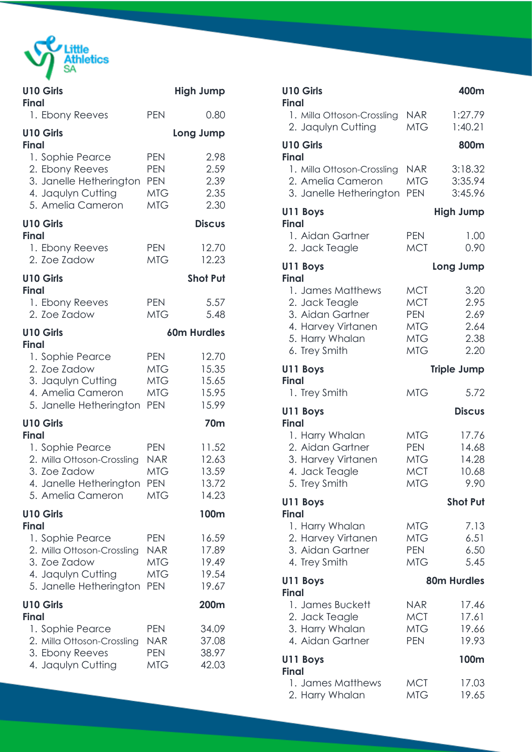## U10 Girls — High Jump
**Final**

| Place | Name | Club | Result |
|---|---|---|---|
| 1. | Ebony Reeves | PEN | 0.80 |

## U10 Girls — Long Jump
**Final**

| Place | Name | Club | Result |
|---|---|---|---|
| 1. | Sophie Pearce | PEN | 2.98 |
| 2. | Ebony Reeves | PEN | 2.59 |
| 3. | Janelle Hetherington | PEN | 2.39 |
| 4. | Jaqulyn Cutting | MTG | 2.35 |
| 5. | Amelia Cameron | MTG | 2.30 |

## U10 Girls — Discus
**Final**

| Place | Name | Club | Result |
|---|---|---|---|
| 1. | Ebony Reeves | PEN | 12.70 |
| 2. | Zoe Zadow | MTG | 12.23 |

## U10 Girls — Shot Put
**Final**

| Place | Name | Club | Result |
|---|---|---|---|
| 1. | Ebony Reeves | PEN | 5.57 |
| 2. | Zoe Zadow | MTG | 5.48 |

## U10 Girls — 60m Hurdles
**Final**

| Place | Name | Club | Result |
|---|---|---|---|
| 1. | Sophie Pearce | PEN | 12.70 |
| 2. | Zoe Zadow | MTG | 15.35 |
| 3. | Jaqulyn Cutting | MTG | 15.65 |
| 4. | Amelia Cameron | MTG | 15.95 |
| 5. | Janelle Hetherington | PEN | 15.99 |

## U10 Girls — 70m
**Final**

| Place | Name | Club | Result |
|---|---|---|---|
| 1. | Sophie Pearce | PEN | 11.52 |
| 2. | Milla Ottoson-Crossling | NAR | 12.63 |
| 3. | Zoe Zadow | MTG | 13.59 |
| 4. | Janelle Hetherington | PEN | 13.72 |
| 5. | Amelia Cameron | MTG | 14.23 |

## U10 Girls — 100m
**Final**

| Place | Name | Club | Result |
|---|---|---|---|
| 1. | Sophie Pearce | PEN | 16.59 |
| 2. | Milla Ottoson-Crossling | NAR | 17.89 |
| 3. | Zoe Zadow | MTG | 19.49 |
| 4. | Jaqulyn Cutting | MTG | 19.54 |
| 5. | Janelle Hetherington | PEN | 19.67 |

## U10 Girls — 200m
**Final**

| Place | Name | Club | Result |
|---|---|---|---|
| 1. | Sophie Pearce | PEN | 34.09 |
| 2. | Milla Ottoson-Crossling | NAR | 37.08 |
| 3. | Ebony Reeves | PEN | 38.97 |
| 4. | Jaqulyn Cutting | MTG | 42.03 |

## U10 Girls — 400m
**Final**

| Place | Name | Club | Result |
|---|---|---|---|
| 1. | Milla Ottoson-Crossling | NAR | 1:27.79 |
| 2. | Jaqulyn Cutting | MTG | 1:40.21 |

## U10 Girls — 800m
**Final**

| Place | Name | Club | Result |
|---|---|---|---|
| 1. | Milla Ottoson-Crossling | NAR | 3:18.32 |
| 2. | Amelia Cameron | MTG | 3:35.94 |
| 3. | Janelle Hetherington | PEN | 3:45.96 |

## U11 Boys — High Jump
**Final**

| Place | Name | Club | Result |
|---|---|---|---|
| 1. | Aidan Gartner | PEN | 1.00 |
| 2. | Jack Teagle | MCT | 0.90 |

## U11 Boys — Long Jump
**Final**

| Place | Name | Club | Result |
|---|---|---|---|
| 1. | James Matthews | MCT | 3.20 |
| 2. | Jack Teagle | MCT | 2.95 |
| 3. | Aidan Gartner | PEN | 2.69 |
| 4. | Harvey Virtanen | MTG | 2.64 |
| 5. | Harry Whalan | MTG | 2.38 |
| 6. | Trey Smith | MTG | 2.20 |

## U11 Boys — Triple Jump
**Final**

| Place | Name | Club | Result |
|---|---|---|---|
| 1. | Trey Smith | MTG | 5.72 |

## U11 Boys — Discus
**Final**

| Place | Name | Club | Result |
|---|---|---|---|
| 1. | Harry Whalan | MTG | 17.76 |
| 2. | Aidan Gartner | PEN | 14.68 |
| 3. | Harvey Virtanen | MTG | 14.28 |
| 4. | Jack Teagle | MCT | 10.68 |
| 5. | Trey Smith | MTG | 9.90 |

## U11 Boys — Shot Put
**Final**

| Place | Name | Club | Result |
|---|---|---|---|
| 1. | Harry Whalan | MTG | 7.13 |
| 2. | Harvey Virtanen | MTG | 6.51 |
| 3. | Aidan Gartner | PEN | 6.50 |
| 4. | Trey Smith | MTG | 5.45 |

## U11 Boys — 80m Hurdles
**Final**

| Place | Name | Club | Result |
|---|---|---|---|
| 1. | James Buckett | NAR | 17.46 |
| 2. | Jack Teagle | MCT | 17.61 |
| 3. | Harry Whalan | MTG | 19.66 |
| 4. | Aidan Gartner | PEN | 19.93 |

## U11 Boys — 100m
**Final**

| Place | Name | Club | Result |
|---|---|---|---|
| 1. | James Matthews | MCT | 17.03 |
| 2. | Harry Whalan | MTG | 19.65 |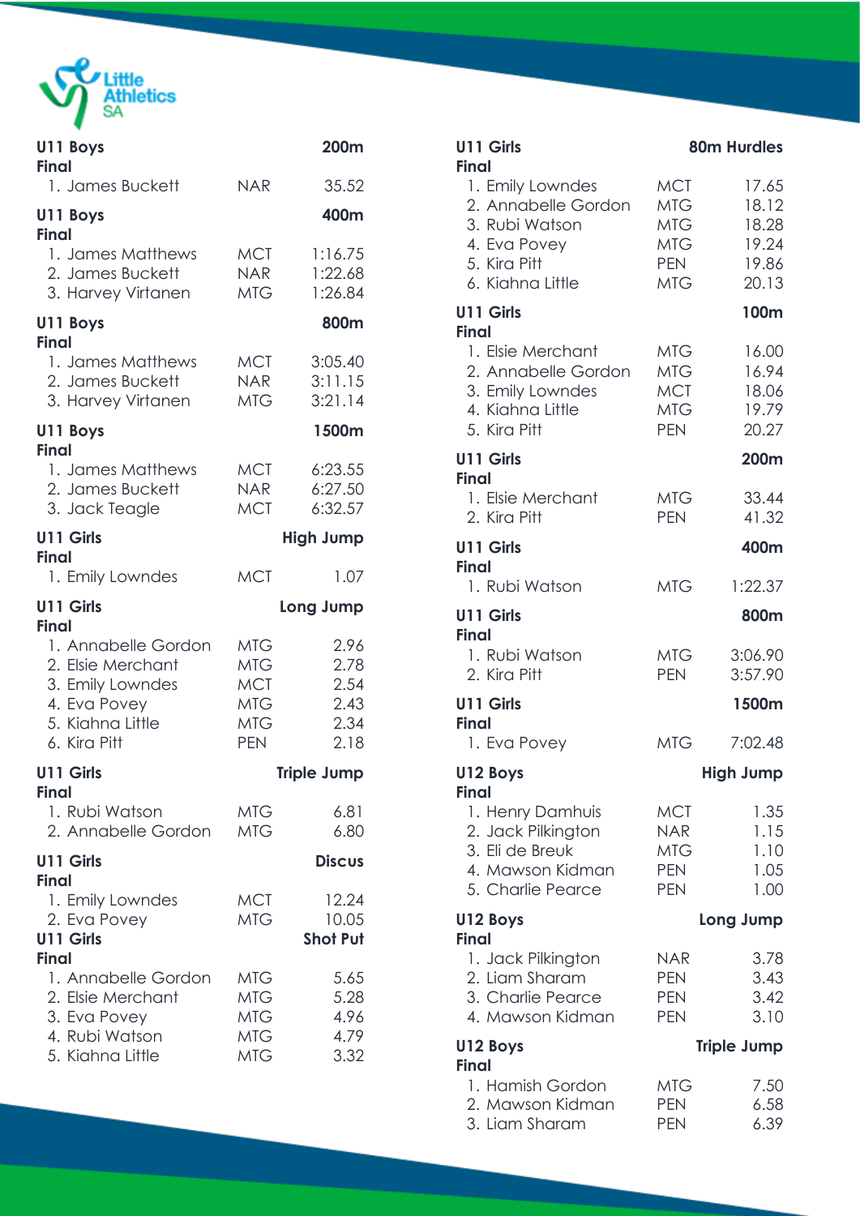## U11 Boys — 200m
**Final**

| Place | Name | Club | Result |
|---|---|---|---|
| 1. | James Buckett | NAR | 35.52 |

## U11 Boys — 400m
**Final**

| Place | Name | Club | Result |
|---|---|---|---|
| 1. | James Matthews | MCT | 1:16.75 |
| 2. | James Buckett | NAR | 1:22.68 |
| 3. | Harvey Virtanen | MTG | 1:26.84 |

## U11 Boys — 800m
**Final**

| Place | Name | Club | Result |
|---|---|---|---|
| 1. | James Matthews | MCT | 3:05.40 |
| 2. | James Buckett | NAR | 3:11.15 |
| 3. | Harvey Virtanen | MTG | 3:21.14 |

## U11 Boys — 1500m
**Final**

| Place | Name | Club | Result |
|---|---|---|---|
| 1. | James Matthews | MCT | 6:23.55 |
| 2. | James Buckett | NAR | 6:27.50 |
| 3. | Jack Teagle | MCT | 6:32.57 |

## U11 Girls — High Jump
**Final**

| Place | Name | Club | Result |
|---|---|---|---|
| 1. | Emily Lowndes | MCT | 1.07 |

## U11 Girls — Long Jump
**Final**

| Place | Name | Club | Result |
|---|---|---|---|
| 1. | Annabelle Gordon | MTG | 2.96 |
| 2. | Elsie Merchant | MTG | 2.78 |
| 3. | Emily Lowndes | MCT | 2.54 |
| 4. | Eva Povey | MTG | 2.43 |
| 5. | Kiahna Little | MTG | 2.34 |
| 6. | Kira Pitt | PEN | 2.18 |

## U11 Girls — Triple Jump
**Final**

| Place | Name | Club | Result |
|---|---|---|---|
| 1. | Rubi Watson | MTG | 6.81 |
| 2. | Annabelle Gordon | MTG | 6.80 |

## U11 Girls — Discus
**Final**

| Place | Name | Club | Result |
|---|---|---|---|
| 1. | Emily Lowndes | MCT | 12.24 |
| 2. | Eva Povey | MTG | 10.05 |

## U11 Girls — Shot Put
**Final**

| Place | Name | Club | Result |
|---|---|---|---|
| 1. | Annabelle Gordon | MTG | 5.65 |
| 2. | Elsie Merchant | MTG | 5.28 |
| 3. | Eva Povey | MTG | 4.96 |
| 4. | Rubi Watson | MTG | 4.79 |
| 5. | Kiahna Little | MTG | 3.32 |

## U11 Girls — 80m Hurdles
**Final**

| Place | Name | Club | Result |
|---|---|---|---|
| 1. | Emily Lowndes | MCT | 17.65 |
| 2. | Annabelle Gordon | MTG | 18.12 |
| 3. | Rubi Watson | MTG | 18.28 |
| 4. | Eva Povey | MTG | 19.24 |
| 5. | Kira Pitt | PEN | 19.86 |
| 6. | Kiahna Little | MTG | 20.13 |

## U11 Girls — 100m
**Final**

| Place | Name | Club | Result |
|---|---|---|---|
| 1. | Elsie Merchant | MTG | 16.00 |
| 2. | Annabelle Gordon | MTG | 16.94 |
| 3. | Emily Lowndes | MCT | 18.06 |
| 4. | Kiahna Little | MTG | 19.79 |
| 5. | Kira Pitt | PEN | 20.27 |

## U11 Girls — 200m
**Final**

| Place | Name | Club | Result |
|---|---|---|---|
| 1. | Elsie Merchant | MTG | 33.44 |
| 2. | Kira Pitt | PEN | 41.32 |

## U11 Girls — 400m
**Final**

| Place | Name | Club | Result |
|---|---|---|---|
| 1. | Rubi Watson | MTG | 1:22.37 |

## U11 Girls — 800m
**Final**

| Place | Name | Club | Result |
|---|---|---|---|
| 1. | Rubi Watson | MTG | 3:06.90 |
| 2. | Kira Pitt | PEN | 3:57.90 |

## U11 Girls — 1500m
**Final**

| Place | Name | Club | Result |
|---|---|---|---|
| 1. | Eva Povey | MTG | 7:02.48 |

## U12 Boys — High Jump
**Final**

| Place | Name | Club | Result |
|---|---|---|---|
| 1. | Henry Damhuis | MCT | 1.35 |
| 2. | Jack Pilkington | NAR | 1.15 |
| 3. | Eli de Breuk | MTG | 1.10 |
| 4. | Mawson Kidman | PEN | 1.05 |
| 5. | Charlie Pearce | PEN | 1.00 |

## U12 Boys — Long Jump
**Final**

| Place | Name | Club | Result |
|---|---|---|---|
| 1. | Jack Pilkington | NAR | 3.78 |
| 2. | Liam Sharam | PEN | 3.43 |
| 3. | Charlie Pearce | PEN | 3.42 |
| 4. | Mawson Kidman | PEN | 3.10 |

## U12 Boys — Triple Jump
**Final**

| Place | Name | Club | Result |
|---|---|---|---|
| 1. | Hamish Gordon | MTG | 7.50 |
| 2. | Mawson Kidman | PEN | 6.58 |
| 3. | Liam Sharam | PEN | 6.39 |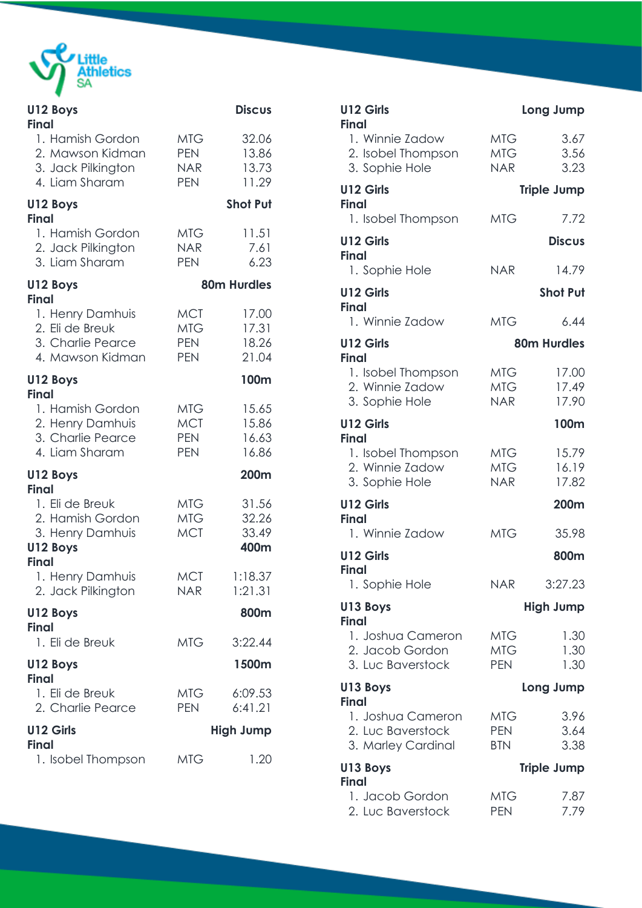### U12 Boys — Discus
Final

| Place | Name | Club | Result |
|---|---|---|---|
| 1. | Hamish Gordon | MTG | 32.06 |
| 2. | Mawson Kidman | PEN | 13.86 |
| 3. | Jack Pilkington | NAR | 13.73 |
| 4. | Liam Sharam | PEN | 11.29 |

### U12 Boys — Shot Put
Final

| Place | Name | Club | Result |
|---|---|---|---|
| 1. | Hamish Gordon | MTG | 11.51 |
| 2. | Jack Pilkington | NAR | 7.61 |
| 3. | Liam Sharam | PEN | 6.23 |

### U12 Boys — 80m Hurdles
Final

| Place | Name | Club | Result |
|---|---|---|---|
| 1. | Henry Damhuis | MCT | 17.00 |
| 2. | Eli de Breuk | MTG | 17.31 |
| 3. | Charlie Pearce | PEN | 18.26 |
| 4. | Mawson Kidman | PEN | 21.04 |

### U12 Boys — 100m
Final

| Place | Name | Club | Result |
|---|---|---|---|
| 1. | Hamish Gordon | MTG | 15.65 |
| 2. | Henry Damhuis | MCT | 15.86 |
| 3. | Charlie Pearce | PEN | 16.63 |
| 4. | Liam Sharam | PEN | 16.86 |

### U12 Boys — 200m
Final

| Place | Name | Club | Result |
|---|---|---|---|
| 1. | Eli de Breuk | MTG | 31.56 |
| 2. | Hamish Gordon | MTG | 32.26 |
| 3. | Henry Damhuis | MCT | 33.49 |

### U12 Boys — 400m
Final

| Place | Name | Club | Result |
|---|---|---|---|
| 1. | Henry Damhuis | MCT | 1:18.37 |
| 2. | Jack Pilkington | NAR | 1:21.31 |

### U12 Boys — 800m
Final

| Place | Name | Club | Result |
|---|---|---|---|
| 1. | Eli de Breuk | MTG | 3:22.44 |

### U12 Boys — 1500m
Final

| Place | Name | Club | Result |
|---|---|---|---|
| 1. | Eli de Breuk | MTG | 6:09.53 |
| 2. | Charlie Pearce | PEN | 6:41.21 |

### U12 Girls — High Jump
Final

| Place | Name | Club | Result |
|---|---|---|---|
| 1. | Isobel Thompson | MTG | 1.20 |

### U12 Girls — Long Jump
Final

| Place | Name | Club | Result |
|---|---|---|---|
| 1. | Winnie Zadow | MTG | 3.67 |
| 2. | Isobel Thompson | MTG | 3.56 |
| 3. | Sophie Hole | NAR | 3.23 |

### U12 Girls — Triple Jump
Final

| Place | Name | Club | Result |
|---|---|---|---|
| 1. | Isobel Thompson | MTG | 7.72 |

### U12 Girls — Discus
Final

| Place | Name | Club | Result |
|---|---|---|---|
| 1. | Sophie Hole | NAR | 14.79 |

### U12 Girls — Shot Put
Final

| Place | Name | Club | Result |
|---|---|---|---|
| 1. | Winnie Zadow | MTG | 6.44 |

### U12 Girls — 80m Hurdles
Final

| Place | Name | Club | Result |
|---|---|---|---|
| 1. | Isobel Thompson | MTG | 17.00 |
| 2. | Winnie Zadow | MTG | 17.49 |
| 3. | Sophie Hole | NAR | 17.90 |

### U12 Girls — 100m
Final

| Place | Name | Club | Result |
|---|---|---|---|
| 1. | Isobel Thompson | MTG | 15.79 |
| 2. | Winnie Zadow | MTG | 16.19 |
| 3. | Sophie Hole | NAR | 17.82 |

### U12 Girls — 200m
Final

| Place | Name | Club | Result |
|---|---|---|---|
| 1. | Winnie Zadow | MTG | 35.98 |

### U12 Girls — 800m
Final

| Place | Name | Club | Result |
|---|---|---|---|
| 1. | Sophie Hole | NAR | 3:27.23 |

### U13 Boys — High Jump
Final

| Place | Name | Club | Result |
|---|---|---|---|
| 1. | Joshua Cameron | MTG | 1.30 |
| 2. | Jacob Gordon | MTG | 1.30 |
| 3. | Luc Baverstock | PEN | 1.30 |

### U13 Boys — Long Jump
Final

| Place | Name | Club | Result |
|---|---|---|---|
| 1. | Joshua Cameron | MTG | 3.96 |
| 2. | Luc Baverstock | PEN | 3.64 |
| 3. | Marley Cardinal | BTN | 3.38 |

### U13 Boys — Triple Jump
Final

| Place | Name | Club | Result |
|---|---|---|---|
| 1. | Jacob Gordon | MTG | 7.87 |
| 2. | Luc Baverstock | PEN | 7.79 |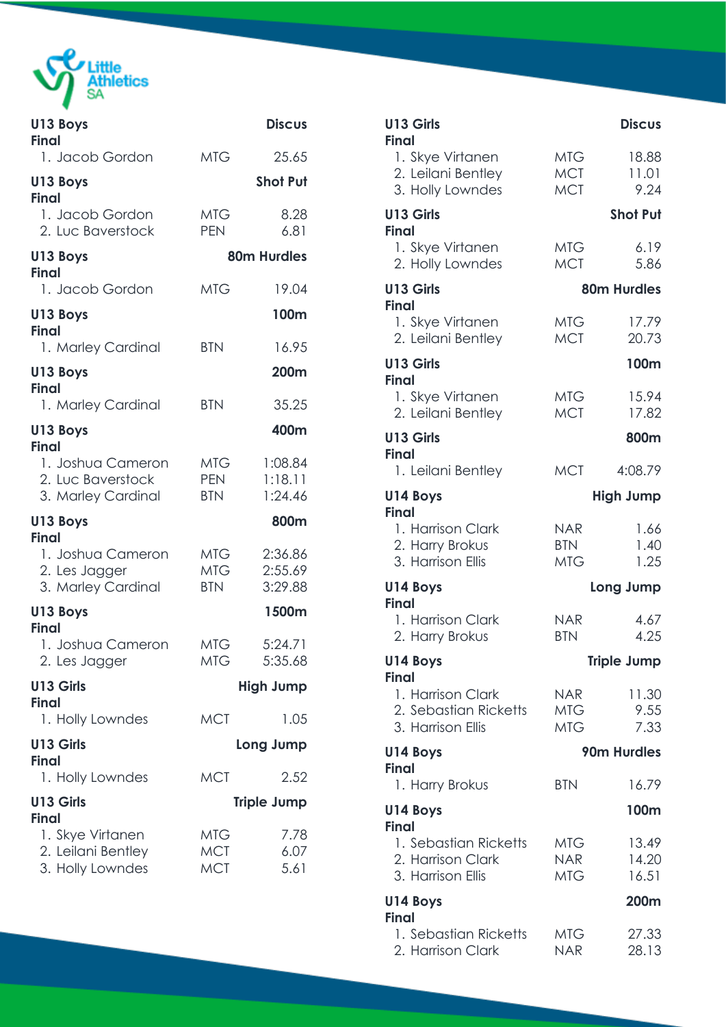**U13 Boys** **Discus**
**Final**

1. Jacob Gordon MTG 25.65

**U13 Boys** **Shot Put**
**Final**

1. Jacob Gordon MTG 8.28
2. Luc Baverstock PEN 6.81

**U13 Boys** **80m Hurdles**
**Final**

1. Jacob Gordon MTG 19.04

**U13 Boys** **100m**
**Final**

1. Marley Cardinal BTN 16.95

**U13 Boys** **200m**
**Final**

1. Marley Cardinal BTN 35.25

**U13 Boys** **400m**
**Final**

1. Joshua Cameron MTG 1:08.84
2. Luc Baverstock PEN 1:18.11
3. Marley Cardinal BTN 1:24.46

**U13 Boys** **800m**
**Final**

1. Joshua Cameron MTG 2:36.86
2. Les Jagger MTG 2:55.69
3. Marley Cardinal BTN 3:29.88

**U13 Boys** **1500m**
**Final**

1. Joshua Cameron MTG 5:24.71
2. Les Jagger MTG 5:35.68

**U13 Girls** **High Jump**
**Final**

1. Holly Lowndes MCT 1.05

**U13 Girls** **Long Jump**
**Final**

1. Holly Lowndes MCT 2.52

**U13 Girls** **Triple Jump**
**Final**

1. Skye Virtanen MTG 7.78
2. Leilani Bentley MCT 6.07
3. Holly Lowndes MCT 5.61

**U13 Girls** **Discus**
**Final**

1. Skye Virtanen MTG 18.88
2. Leilani Bentley MCT 11.01
3. Holly Lowndes MCT 9.24

**U13 Girls** **Shot Put**
**Final**

1. Skye Virtanen MTG 6.19
2. Holly Lowndes MCT 5.86

**U13 Girls** **80m Hurdles**
**Final**

1. Skye Virtanen MTG 17.79
2. Leilani Bentley MCT 20.73

**U13 Girls** **100m**
**Final**

1. Skye Virtanen MTG 15.94
2. Leilani Bentley MCT 17.82

**U13 Girls** **800m**
**Final**

1. Leilani Bentley MCT 4:08.79

**U14 Boys** **High Jump**
**Final**

1. Harrison Clark NAR 1.66
2. Harry Brokus BTN 1.40
3. Harrison Ellis MTG 1.25

**U14 Boys** **Long Jump**
**Final**

1. Harrison Clark NAR 4.67
2. Harry Brokus BTN 4.25

**U14 Boys** **Triple Jump**
**Final**

1. Harrison Clark NAR 11.30
2. Sebastian Ricketts MTG 9.55
3. Harrison Ellis MTG 7.33

**U14 Boys** **90m Hurdles**
**Final**

1. Harry Brokus BTN 16.79

**U14 Boys** **100m**
**Final**

1. Sebastian Ricketts MTG 13.49
2. Harrison Clark NAR 14.20
3. Harrison Ellis MTG 16.51

**U14 Boys** **200m**
**Final**

1. Sebastian Ricketts MTG 27.33
2. Harrison Clark NAR 28.13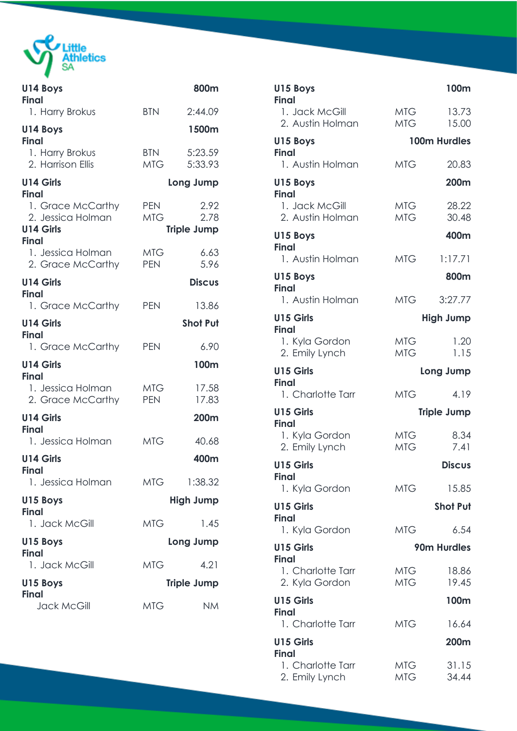**U14 Boys** **800m**
**Final**

1. Harry Brokus BTN 2:44.09

**U14 Boys** **1500m**
**Final**

1. Harry Brokus BTN 5:23.59
2. Harrison Ellis MTG 5:33.93

**U14 Girls** **Long Jump**
**Final**

1. Grace McCarthy PEN 2.92
2. Jessica Holman MTG 2.78

**U14 Girls** **Triple Jump**
**Final**

1. Jessica Holman MTG 6.63
2. Grace McCarthy PEN 5.96

**U14 Girls** **Discus**
**Final**

1. Grace McCarthy PEN 13.86

**U14 Girls** **Shot Put**
**Final**

1. Grace McCarthy PEN 6.90

**U14 Girls** **100m**
**Final**

1. Jessica Holman MTG 17.58
2. Grace McCarthy PEN 17.83

**U14 Girls** **200m**
**Final**

1. Jessica Holman MTG 40.68

**U14 Girls** **400m**
**Final**

1. Jessica Holman MTG 1:38.32

**U15 Boys** **High Jump**
**Final**

1. Jack McGill MTG 1.45

**U15 Boys** **Long Jump**
**Final**

1. Jack McGill MTG 4.21

**U15 Boys** **Triple Jump**
**Final**

Jack McGill MTG NM

**U15 Boys** **100m**
**Final**

1. Jack McGill MTG 13.73
2. Austin Holman MTG 15.00

**U15 Boys** **100m Hurdles**
**Final**

1. Austin Holman MTG 20.83

**U15 Boys** **200m**
**Final**

1. Jack McGill MTG 28.22
2. Austin Holman MTG 30.48

**U15 Boys** **400m**
**Final**

1. Austin Holman MTG 1:17.71

**U15 Boys** **800m**
**Final**

1. Austin Holman MTG 3:27.77

**U15 Girls** **High Jump**
**Final**

1. Kyla Gordon MTG 1.20
2. Emily Lynch MTG 1.15

**U15 Girls** **Long Jump**
**Final**

1. Charlotte Tarr MTG 4.19

**U15 Girls** **Triple Jump**
**Final**

1. Kyla Gordon MTG 8.34
2. Emily Lynch MTG 7.41

**U15 Girls** **Discus**
**Final**

1. Kyla Gordon MTG 15.85

**U15 Girls** **Shot Put**
**Final**

1. Kyla Gordon MTG 6.54

**U15 Girls** **90m Hurdles**
**Final**

1. Charlotte Tarr MTG 18.86
2. Kyla Gordon MTG 19.45

**U15 Girls** **100m**
**Final**

1. Charlotte Tarr MTG 16.64

**U15 Girls** **200m**
**Final**

1. Charlotte Tarr MTG 31.15
2. Emily Lynch MTG 34.44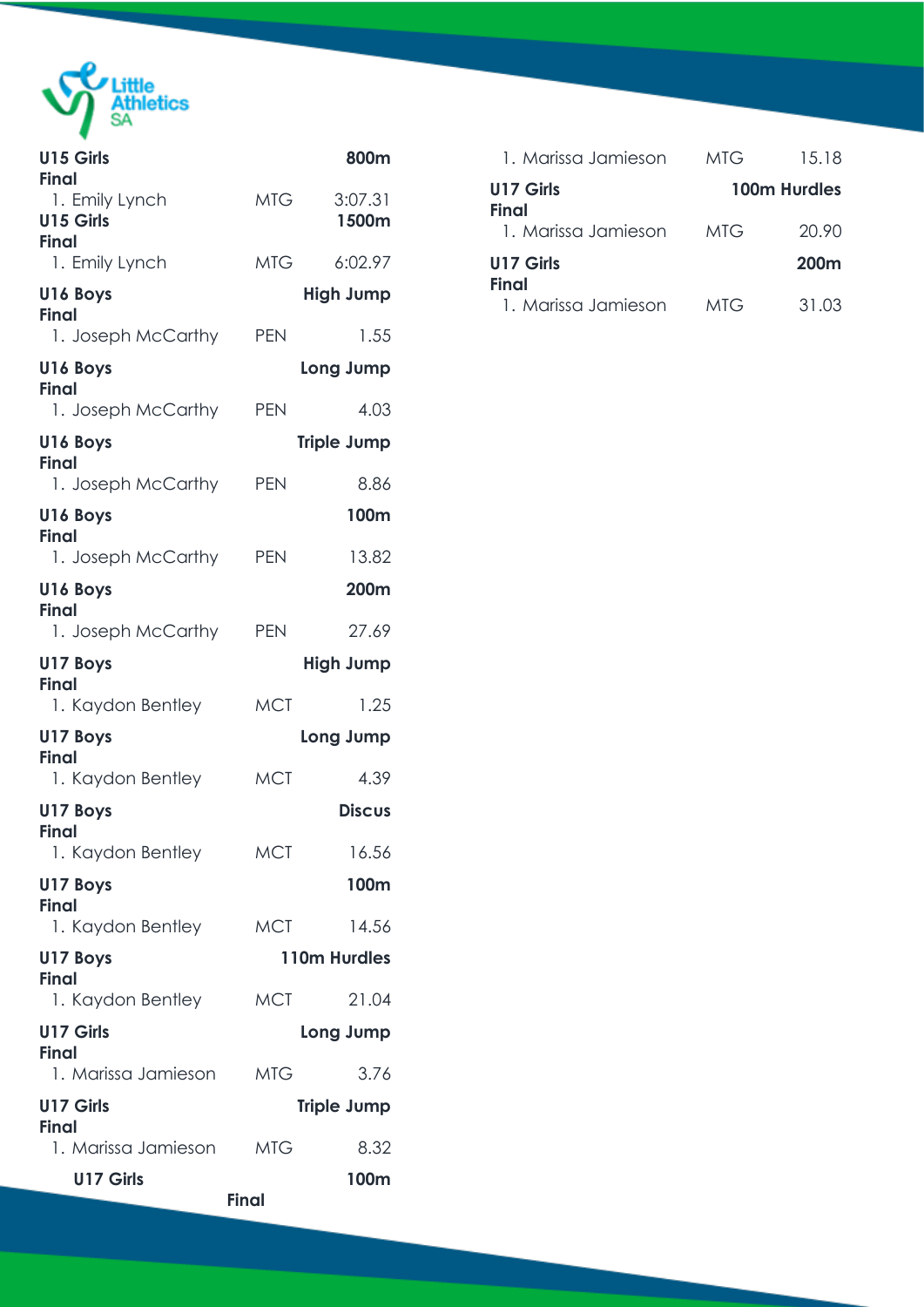**U15 Girls** **800m**
**Final**
1. Emily Lynch MTG 3:07.31

**U15 Girls** **1500m**
**Final**
1. Emily Lynch MTG 6:02.97

**U16 Boys** **High Jump**
**Final**
1. Joseph McCarthy PEN 1.55

**U16 Boys** **Long Jump**
**Final**
1. Joseph McCarthy PEN 4.03

**U16 Boys** **Triple Jump**
**Final**
1. Joseph McCarthy PEN 8.86

**U16 Boys** **100m**
**Final**
1. Joseph McCarthy PEN 13.82

**U16 Boys** **200m**
**Final**
1. Joseph McCarthy PEN 27.69

**U17 Boys** **High Jump**
**Final**
1. Kaydon Bentley MCT 1.25

**U17 Boys** **Long Jump**
**Final**
1. Kaydon Bentley MCT 4.39

**U17 Boys** **Discus**
**Final**
1. Kaydon Bentley MCT 16.56

**U17 Boys** **100m**
**Final**
1. Kaydon Bentley MCT 14.56

**U17 Boys** **110m Hurdles**
**Final**
1. Kaydon Bentley MCT 21.04

**U17 Girls** **Long Jump**
**Final**
1. Marissa Jamieson MTG 3.76

**U17 Girls** **Triple Jump**
**Final**
1. Marissa Jamieson MTG 8.32

**U17 Girls** **100m**
**Final**
1. Marissa Jamieson MTG 15.18

**U17 Girls** **100m Hurdles**
**Final**
1. Marissa Jamieson MTG 20.90

**U17 Girls** **200m**
**Final**
1. Marissa Jamieson MTG 31.03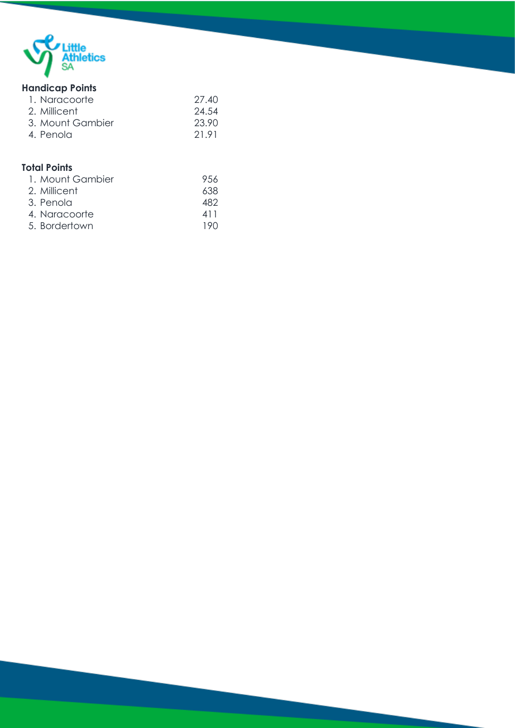**Handicap Points**

| | |
|---|---|
| 1. Naracoorte | 27.40 |
| 2. Millicent | 24.54 |
| 3. Mount Gambier | 23.90 |
| 4. Penola | 21.91 |

**Total Points**

| | |
|---|---|
| 1. Mount Gambier | 956 |
| 2. Millicent | 638 |
| 3. Penola | 482 |
| 4. Naracoorte | 411 |
| 5. Bordertown | 190 |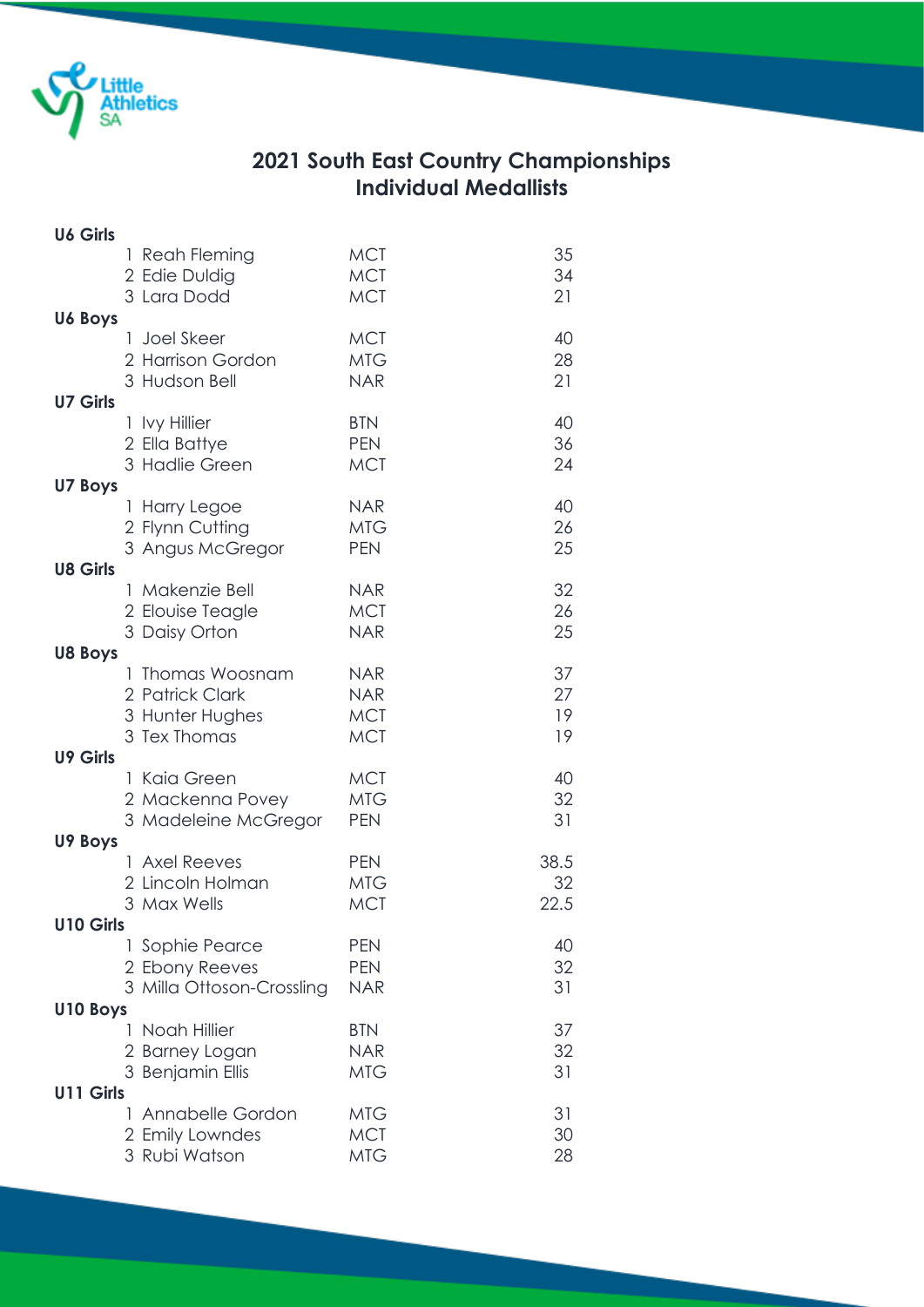# 2021 South East Country Championships
## Individual Medallists

**U6 Girls**

| Place | Name | Centre | Points |
|---|---|---|---|
| 1 | Reah Fleming | MCT | 35 |
| 2 | Edie Duldig | MCT | 34 |
| 3 | Lara Dodd | MCT | 21 |

**U6 Boys**

| Place | Name | Centre | Points |
|---|---|---|---|
| 1 | Joel Skeer | MCT | 40 |
| 2 | Harrison Gordon | MTG | 28 |
| 3 | Hudson Bell | NAR | 21 |

**U7 Girls**

| Place | Name | Centre | Points |
|---|---|---|---|
| 1 | Ivy Hillier | BTN | 40 |
| 2 | Ella Battye | PEN | 36 |
| 3 | Hadlie Green | MCT | 24 |

**U7 Boys**

| Place | Name | Centre | Points |
|---|---|---|---|
| 1 | Harry Legoe | NAR | 40 |
| 2 | Flynn Cutting | MTG | 26 |
| 3 | Angus McGregor | PEN | 25 |

**U8 Girls**

| Place | Name | Centre | Points |
|---|---|---|---|
| 1 | Makenzie Bell | NAR | 32 |
| 2 | Elouise Teagle | MCT | 26 |
| 3 | Daisy Orton | NAR | 25 |

**U8 Boys**

| Place | Name | Centre | Points |
|---|---|---|---|
| 1 | Thomas Woosnam | NAR | 37 |
| 2 | Patrick Clark | NAR | 27 |
| 3 | Hunter Hughes | MCT | 19 |
| 3 | Tex Thomas | MCT | 19 |

**U9 Girls**

| Place | Name | Centre | Points |
|---|---|---|---|
| 1 | Kaia Green | MCT | 40 |
| 2 | Mackenna Povey | MTG | 32 |
| 3 | Madeleine McGregor | PEN | 31 |

**U9 Boys**

| Place | Name | Centre | Points |
|---|---|---|---|
| 1 | Axel Reeves | PEN | 38.5 |
| 2 | Lincoln Holman | MTG | 32 |
| 3 | Max Wells | MCT | 22.5 |

**U10 Girls**

| Place | Name | Centre | Points |
|---|---|---|---|
| 1 | Sophie Pearce | PEN | 40 |
| 2 | Ebony Reeves | PEN | 32 |
| 3 | Milla Ottoson-Crossling | NAR | 31 |

**U10 Boys**

| Place | Name | Centre | Points |
|---|---|---|---|
| 1 | Noah Hillier | BTN | 37 |
| 2 | Barney Logan | NAR | 32 |
| 3 | Benjamin Ellis | MTG | 31 |

**U11 Girls**

| Place | Name | Centre | Points |
|---|---|---|---|
| 1 | Annabelle Gordon | MTG | 31 |
| 2 | Emily Lowndes | MCT | 30 |
| 3 | Rubi Watson | MTG | 28 |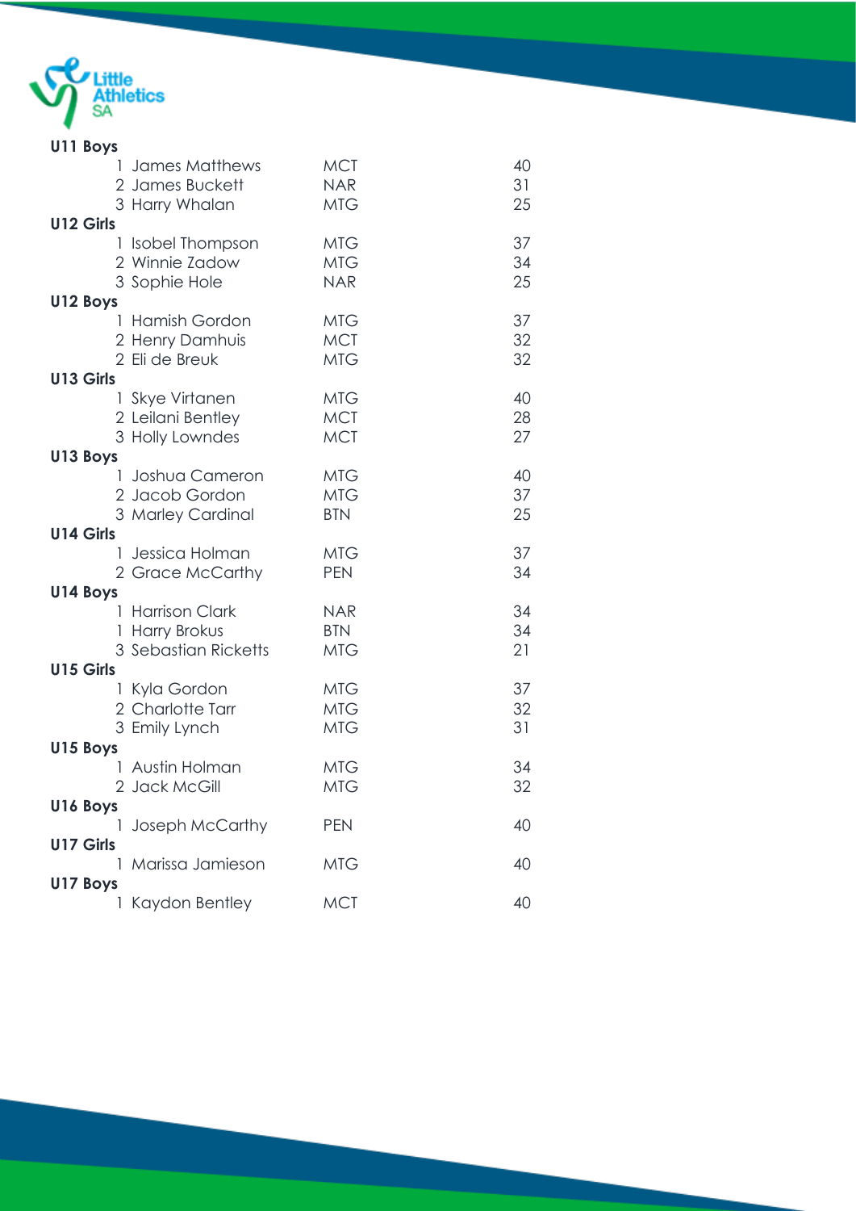**U11 Boys**

| | | | |
|---|---|---|---|
| 1 | James Matthews | MCT | 40 |
| 2 | James Buckett | NAR | 31 |
| 3 | Harry Whalan | MTG | 25 |

**U12 Girls**

| | | | |
|---|---|---|---|
| 1 | Isobel Thompson | MTG | 37 |
| 2 | Winnie Zadow | MTG | 34 |
| 3 | Sophie Hole | NAR | 25 |

**U12 Boys**

| | | | |
|---|---|---|---|
| 1 | Hamish Gordon | MTG | 37 |
| 2 | Henry Damhuis | MCT | 32 |
| 2 | Eli de Breuk | MTG | 32 |

**U13 Girls**

| | | | |
|---|---|---|---|
| 1 | Skye Virtanen | MTG | 40 |
| 2 | Leilani Bentley | MCT | 28 |
| 3 | Holly Lowndes | MCT | 27 |

**U13 Boys**

| | | | |
|---|---|---|---|
| 1 | Joshua Cameron | MTG | 40 |
| 2 | Jacob Gordon | MTG | 37 |
| 3 | Marley Cardinal | BTN | 25 |

**U14 Girls**

| | | | |
|---|---|---|---|
| 1 | Jessica Holman | MTG | 37 |
| 2 | Grace McCarthy | PEN | 34 |

**U14 Boys**

| | | | |
|---|---|---|---|
| 1 | Harrison Clark | NAR | 34 |
| 1 | Harry Brokus | BTN | 34 |
| 3 | Sebastian Ricketts | MTG | 21 |

**U15 Girls**

| | | | |
|---|---|---|---|
| 1 | Kyla Gordon | MTG | 37 |
| 2 | Charlotte Tarr | MTG | 32 |
| 3 | Emily Lynch | MTG | 31 |

**U15 Boys**

| | | | |
|---|---|---|---|
| 1 | Austin Holman | MTG | 34 |
| 2 | Jack McGill | MTG | 32 |

**U16 Boys**

| | | | |
|---|---|---|---|
| 1 | Joseph McCarthy | PEN | 40 |

**U17 Girls**

| | | | |
|---|---|---|---|
| 1 | Marissa Jamieson | MTG | 40 |

**U17 Boys**

| | | | |
|---|---|---|---|
| 1 | Kaydon Bentley | MCT | 40 |